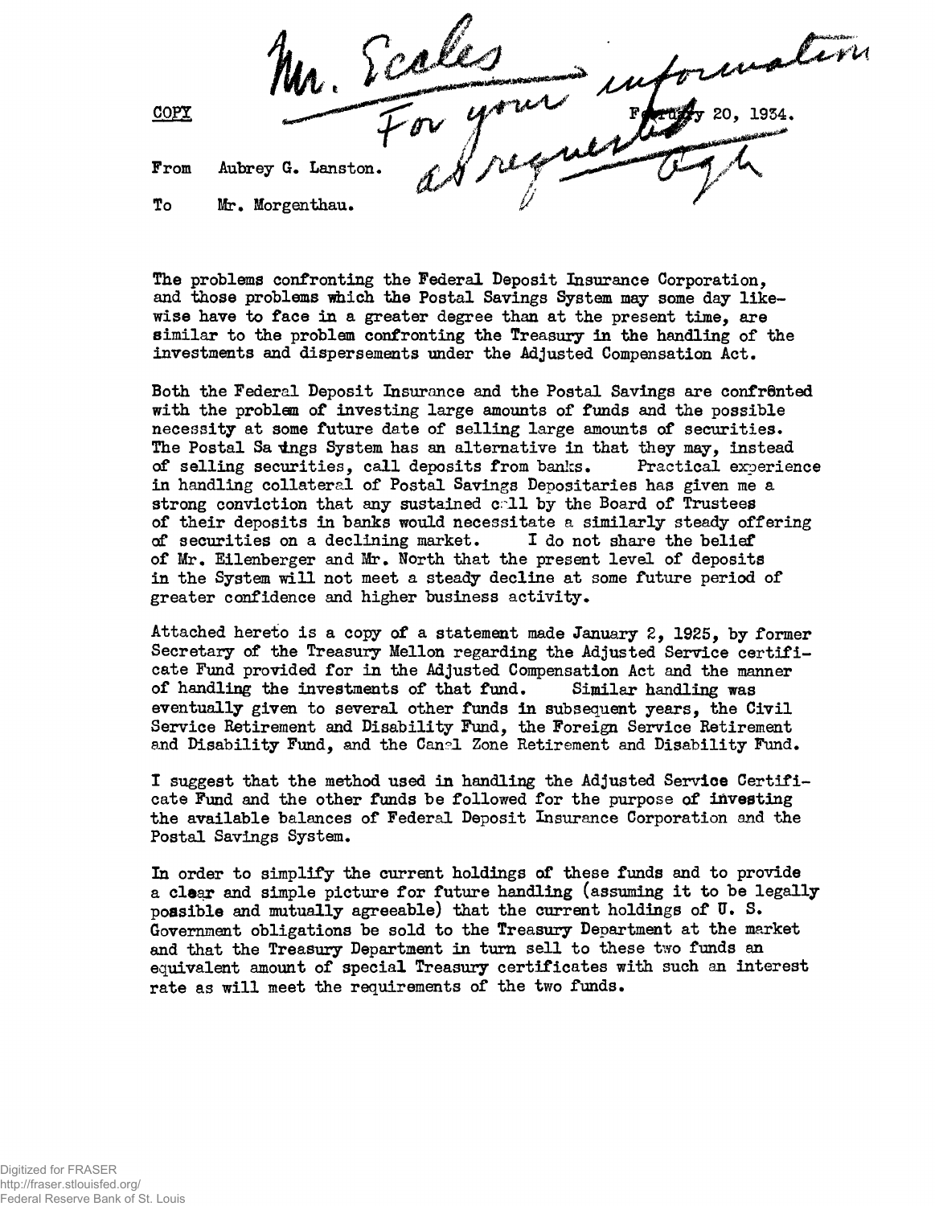Mr. Eccles
For your information
as requested
Ogh

COPY

February 20, 1934.

From Aubrey G. Lanston.

To Mr. Morgenthau.

The problems confronting the Federal Deposit Insurance Corporation, and those problems which the Postal Savings System may some day likewise have to face in a greater degree than at the present time, are similar to the problem confronting the Treasury in the handling of the investments and dispersements under the Adjusted Compensation Act.

Both the Federal Deposit Insurance and the Postal Savings are confronted with the problem of investing large amounts of funds and the possible necessity at some future date of selling large amounts of securities. The Postal Savings System has an alternative in that they may, instead of selling securities, call deposits from banks. Practical experience in handling collateral of Postal Savings Depositaries has given me a strong conviction that any sustained call by the Board of Trustees of their deposits in banks would necessitate a similarly steady offering of securities on a declining market. I do not share the belief of Mr. Eilenberger and Mr. North that the present level of deposits in the System will not meet a steady decline at some future period of greater confidence and higher business activity.

Attached hereto is a copy of a statement made January 2, 1925, by former Secretary of the Treasury Mellon regarding the Adjusted Service certificate Fund provided for in the Adjusted Compensation Act and the manner of handling the investments of that fund. Similar handling was eventually given to several other funds in subsequent years, the Civil Service Retirement and Disability Fund, the Foreign Service Retirement and Disability Fund, and the Canal Zone Retirement and Disability Fund.

I suggest that the method used in handling the Adjusted Service Certificate Fund and the other funds be followed for the purpose of investing the available balances of Federal Deposit Insurance Corporation and the Postal Savings System.

In order to simplify the current holdings of these funds and to provide a clear and simple picture for future handling (assuming it to be legally possible and mutually agreeable) that the current holdings of U. S. Government obligations be sold to the Treasury Department at the market and that the Treasury Department in turn sell to these two funds an equivalent amount of special Treasury certificates with such an interest rate as will meet the requirements of the two funds.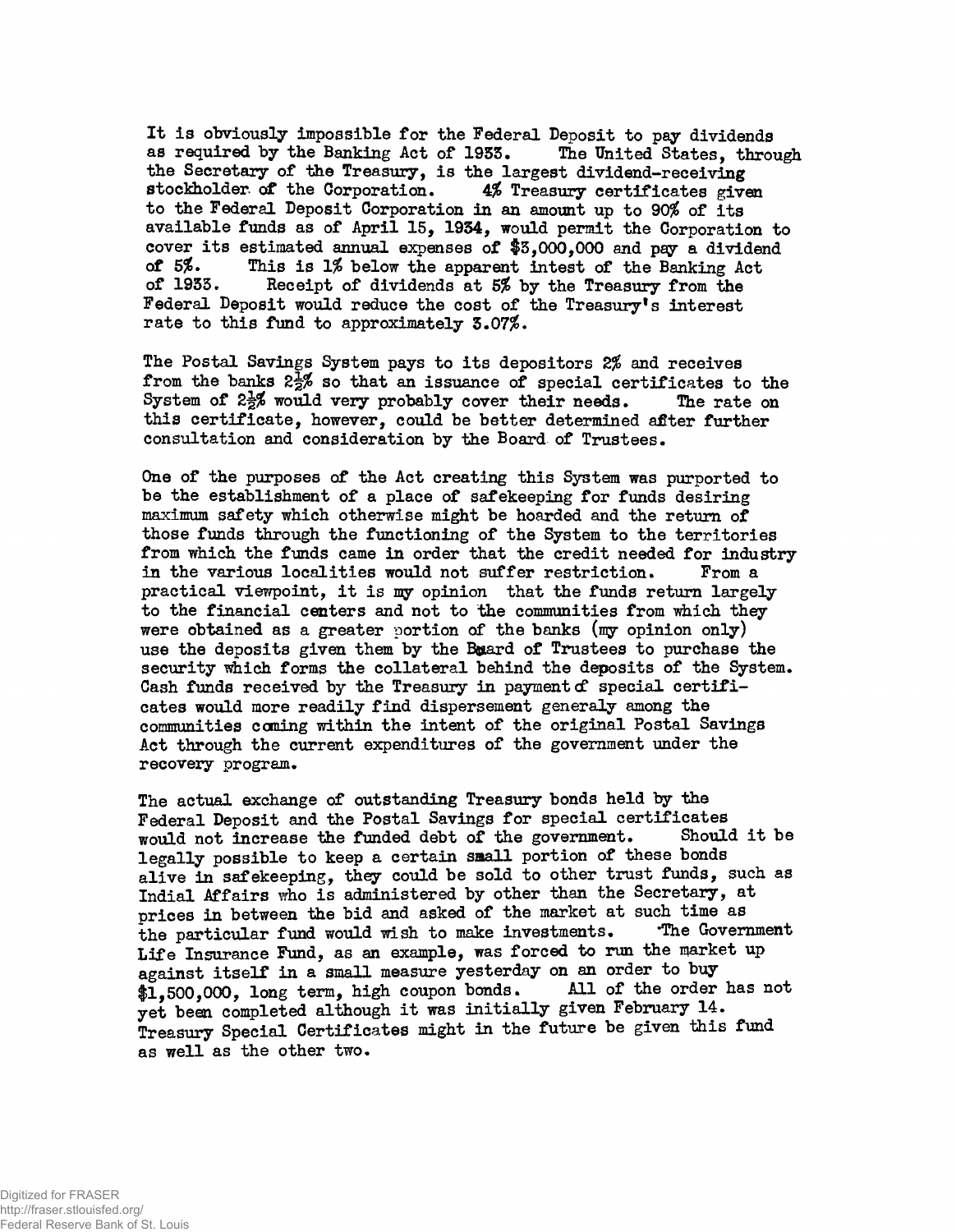It is obviously impossible for the Federal Deposit to pay dividends as required by the Banking Act of 1933. The United States, through the Secretary of the Treasury, is the largest dividend-receiving stockholder of the Corporation. 4% Treasury certificates given to the Federal Deposit Corporation in an amount up to 90% of its available funds as of April 15, 1934, would permit the Corporation to cover its estimated annual expenses of $3,000,000 and pay a dividend of 5%. This is 1% below the apparent intest of the Banking Act of 1933. Receipt of dividends at 5% by the Treasury from the Federal Deposit would reduce the cost of the Treasury's interest rate to this fund to approximately 3.07%.

The Postal Savings System pays to its depositors 2% and receives from the banks 2½% so that an issuance of special certificates to the System of 2½% would very probably cover their needs. The rate on this certificate, however, could be better determined after further consultation and consideration by the Board of Trustees.

One of the purposes of the Act creating this System was purported to be the establishment of a place of safekeeping for funds desiring maximum safety which otherwise might be hoarded and the return of those funds through the functioning of the System to the territories from which the funds came in order that the credit needed for industry in the various localities would not suffer restriction. From a practical viewpoint, it is my opinion that the funds return largely to the financial centers and not to the communities from which they were obtained as a greater portion of the banks (my opinion only) use the deposits given them by the Board of Trustees to purchase the security which forms the collateral behind the deposits of the System. Cash funds received by the Treasury in payment of special certificates would more readily find dispersement generaly among the communities coming within the intent of the original Postal Savings Act through the current expenditures of the government under the recovery program.

The actual exchange of outstanding Treasury bonds held by the Federal Deposit and the Postal Savings for special certificates would not increase the funded debt of the government. Should it be legally possible to keep a certain small portion of these bonds alive in safekeeping, they could be sold to other trust funds, such as Indial Affairs who is administered by other than the Secretary, at prices in between the bid and asked of the market at such time as the particular fund would wish to make investments. The Government Life Insurance Fund, as an example, was forced to run the market up against itself in a small measure yesterday on an order to buy $1,500,000, long term, high coupon bonds. All of the order has not yet been completed although it was initially given February 14. Treasury Special Certificates might in the future be given this fund as well as the other two.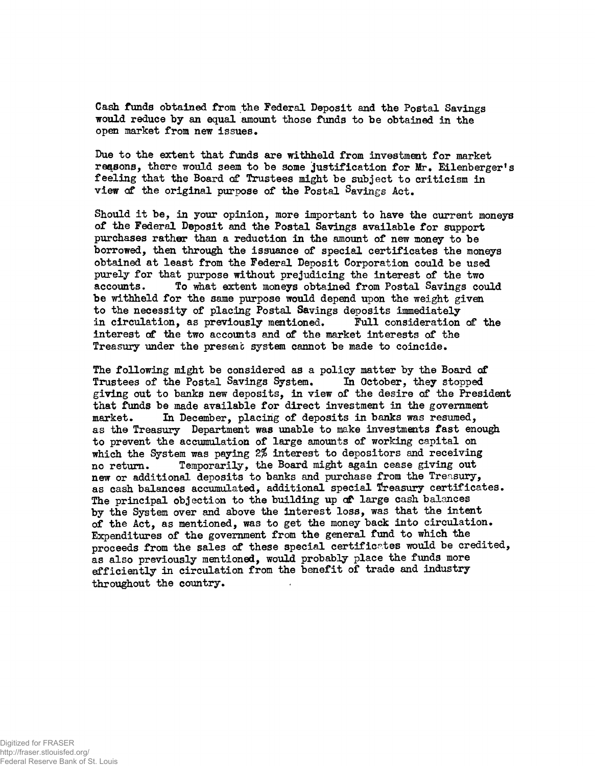Cash funds obtained from the Federal Deposit and the Postal Savings would reduce by an equal amount those funds to be obtained in the open market from new issues.

Due to the extent that funds are withheld from investment for market reasons, there would seem to be some justification for Mr. Eilenberger's feeling that the Board of Trustees might be subject to criticism in view of the original purpose of the Postal Savings Act.

Should it be, in your opinion, more important to have the current moneys of the Federal Deposit and the Postal Savings available for support purchases rather than a reduction in the amount of new money to be borrowed, then through the issuance of special certificates the moneys obtained at least from the Federal Deposit Corporation could be used purely for that purpose without prejudicing the interest of the two accounts. To what extent moneys obtained from Postal Savings could be withheld for the same purpose would depend upon the weight given to the necessity of placing Postal Savings deposits immediately in circulation, as previously mentioned. Full consideration of the interest of the two accounts and of the market interests of the Treasury under the present system cannot be made to coincide.

The following might be considered as a policy matter by the Board of Trustees of the Postal Savings System. In October, they stopped giving out to banks new deposits, in view of the desire of the President that funds be made available for direct investment in the government market. In December, placing of deposits in banks was resumed, as the Treasury Department was unable to make investments fast enough to prevent the accumulation of large amounts of working capital on which the System was paying 2% interest to depositors and receiving no return. Temporarily, the Board might again cease giving out new or additional deposits to banks and purchase from the Treasury, as cash balances accumulated, additional special Treasury certificates. The principal objection to the building up of large cash balances by the System over and above the interest loss, was that the intent of the Act, as mentioned, was to get the money back into circulation. Expenditures of the government from the general fund to which the proceeds from the sales of these special certificates would be credited, as also previously mentioned, would probably place the funds more efficiently in circulation from the benefit of trade and industry throughout the country.